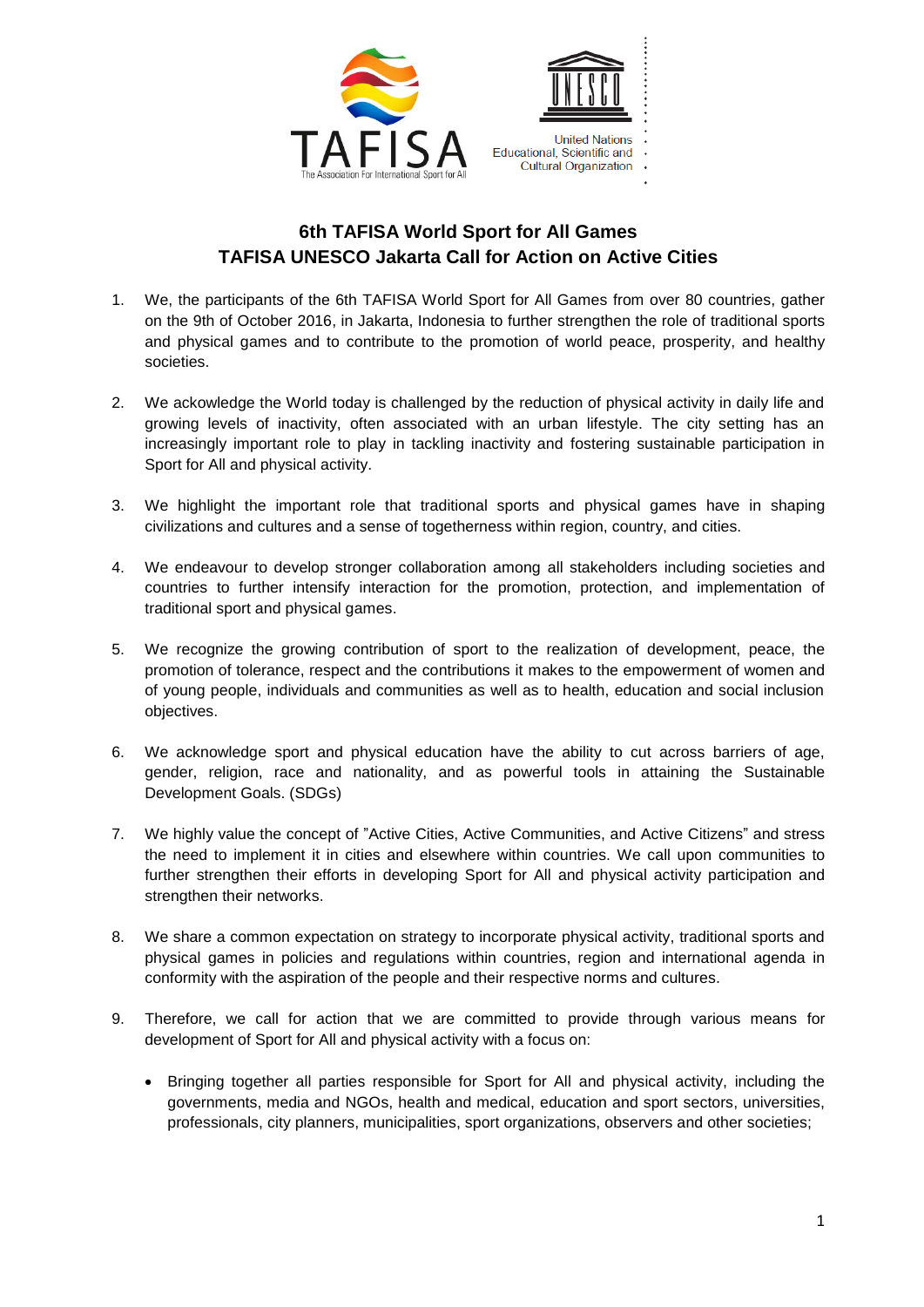## 6th TAFISA World Sport for All Games
## TAFISA UNESCO Jakarta Call for Action on Active Cities

1. We, the participants of the 6th TAFISA World Sport for All Games from over 80 countries, gather on the 9th of October 2016, in Jakarta, Indonesia to further strengthen the role of traditional sports and physical games and to contribute to the promotion of world peace, prosperity, and healthy societies.

2. We ackowledge the World today is challenged by the reduction of physical activity in daily life and growing levels of inactivity, often associated with an urban lifestyle. The city setting has an increasingly important role to play in tackling inactivity and fostering sustainable participation in Sport for All and physical activity.

3. We highlight the important role that traditional sports and physical games have in shaping civilizations and cultures and a sense of togetherness within region, country, and cities.

4. We endeavour to develop stronger collaboration among all stakeholders including societies and countries to further intensify interaction for the promotion, protection, and implementation of traditional sport and physical games.

5. We recognize the growing contribution of sport to the realization of development, peace, the promotion of tolerance, respect and the contributions it makes to the empowerment of women and of young people, individuals and communities as well as to health, education and social inclusion objectives.

6. We acknowledge sport and physical education have the ability to cut across barriers of age, gender, religion, race and nationality, and as powerful tools in attaining the Sustainable Development Goals. (SDGs)

7. We highly value the concept of "Active Cities, Active Communities, and Active Citizens" and stress the need to implement it in cities and elsewhere within countries. We call upon communities to further strengthen their efforts in developing Sport for All and physical activity participation and strengthen their networks.

8. We share a common expectation on strategy to incorporate physical activity, traditional sports and physical games in policies and regulations within countries, region and international agenda in conformity with the aspiration of the people and their respective norms and cultures.

9. Therefore, we call for action that we are committed to provide through various means for development of Sport for All and physical activity with a focus on:

   - Bringing together all parties responsible for Sport for All and physical activity, including the governments, media and NGOs, health and medical, education and sport sectors, universities, professionals, city planners, municipalities, sport organizations, observers and other societies;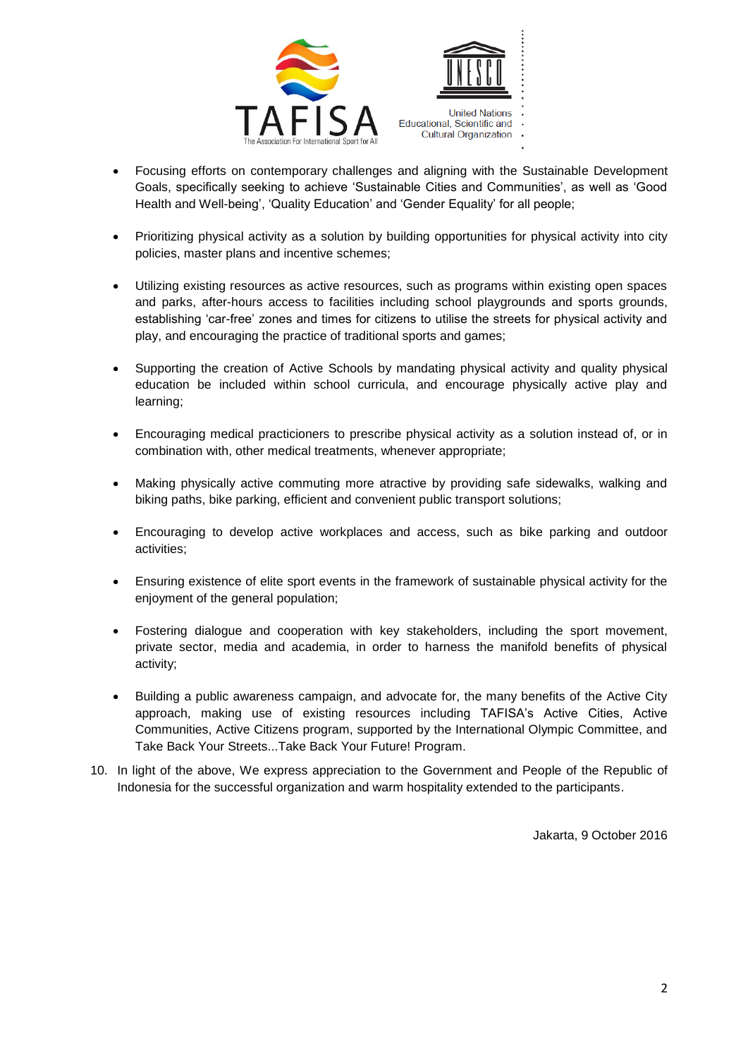- Focusing efforts on contemporary challenges and aligning with the Sustainable Development Goals, specifically seeking to achieve 'Sustainable Cities and Communities', as well as 'Good Health and Well-being', 'Quality Education' and 'Gender Equality' for all people;

- Prioritizing physical activity as a solution by building opportunities for physical activity into city policies, master plans and incentive schemes;

- Utilizing existing resources as active resources, such as programs within existing open spaces and parks, after-hours access to facilities including school playgrounds and sports grounds, establishing 'car-free' zones and times for citizens to utilise the streets for physical activity and play, and encouraging the practice of traditional sports and games;

- Supporting the creation of Active Schools by mandating physical activity and quality physical education be included within school curricula, and encourage physically active play and learning;

- Encouraging medical practicioners to prescribe physical activity as a solution instead of, or in combination with, other medical treatments, whenever appropriate;

- Making physically active commuting more atractive by providing safe sidewalks, walking and biking paths, bike parking, efficient and convenient public transport solutions;

- Encouraging to develop active workplaces and access, such as bike parking and outdoor activities;

- Ensuring existence of elite sport events in the framework of sustainable physical activity for the enjoyment of the general population;

- Fostering dialogue and cooperation with key stakeholders, including the sport movement, private sector, media and academia, in order to harness the manifold benefits of physical activity;

- Building a public awareness campaign, and advocate for, the many benefits of the Active City approach, making use of existing resources including TAFISA's Active Cities, Active Communities, Active Citizens program, supported by the International Olympic Committee, and Take Back Your Streets...Take Back Your Future! Program.

10. In light of the above, We express appreciation to the Government and People of the Republic of Indonesia for the successful organization and warm hospitality extended to the participants.

Jakarta, 9 October 2016